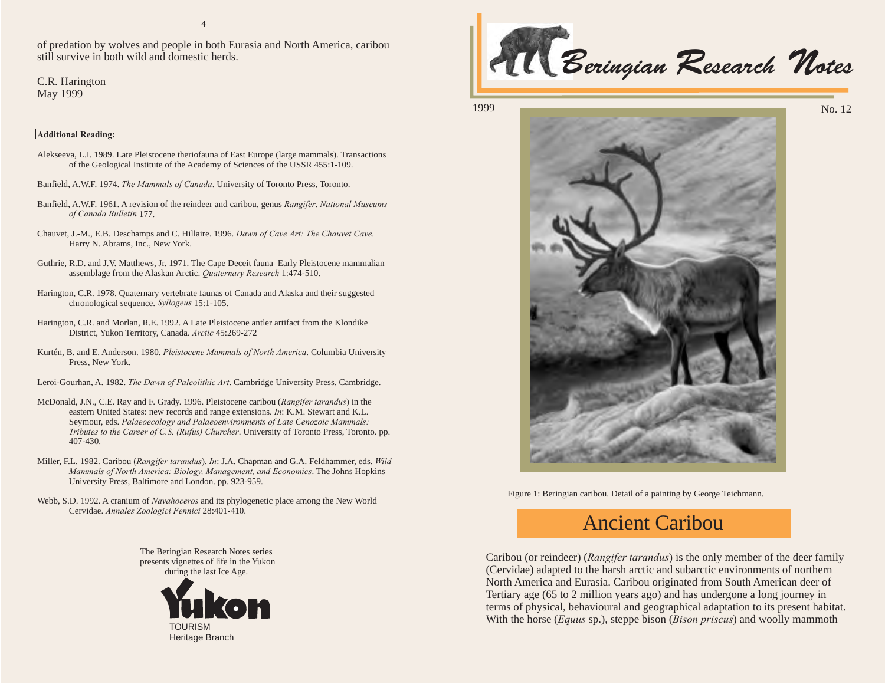of predation by wolves and people in both Eurasia and North America, caribou still survive in both wild and domestic herds.

C.R. Harington
May 1999

**Additional Reading:**

Alekseeva, L.I. 1989. Late Pleistocene theriofauna of East Europe (large mammals). Transactions of the Geological Institute of the Academy of Sciences of the USSR 455:1-109.

Banfield, A.W.F. 1974. *The Mammals of Canada*. University of Toronto Press, Toronto.

Banfield, A.W.F. 1961. A revision of the reindeer and caribou, genus *Rangifer*. *National Museums of Canada Bulletin* 177.

Chauvet, J.-M., E.B. Deschamps and C. Hillaire. 1996. *Dawn of Cave Art: The Chauvet Cave.* Harry N. Abrams, Inc., New York.

Guthrie, R.D. and J.V. Matthews, Jr. 1971. The Cape Deceit fauna Early Pleistocene mammalian assemblage from the Alaskan Arctic. *Quaternary Research* 1:474-510.

Harington, C.R. 1978. Quaternary vertebrate faunas of Canada and Alaska and their suggested chronological sequence. *Syllogeus* 15:1-105.

Harington, C.R. and Morlan, R.E. 1992. A Late Pleistocene antler artifact from the Klondike District, Yukon Territory, Canada. *Arctic* 45:269-272

Kurtén, B. and E. Anderson. 1980. *Pleistocene Mammals of North America*. Columbia University Press, New York.

Leroi-Gourhan, A. 1982. *The Dawn of Paleolithic Art*. Cambridge University Press, Cambridge.

McDonald, J.N., C.E. Ray and F. Grady. 1996. Pleistocene caribou (*Rangifer tarandus*) in the eastern United States: new records and range extensions. *In*: K.M. Stewart and K.L. Seymour, eds. *Palaeoecology and Palaeoenvironments of Late Cenozoic Mammals: Tributes to the Career of C.S. (Rufus) Churcher*. University of Toronto Press, Toronto. pp. 407-430.

Miller, F.L. 1982. Caribou (*Rangifer tarandus*). *In*: J.A. Chapman and G.A. Feldhammer, eds. *Wild Mammals of North America: Biology, Management, and Economics*. The Johns Hopkins University Press, Baltimore and London. pp. 923-959.

Webb, S.D. 1992. A cranium of *Navahoceros* and its phylogenetic place among the New World Cervidae. *Annales Zoologici Fennici* 28:401-410.

The Beringian Research Notes series presents vignettes of life in the Yukon during the last Ice Age.

Yukon
TOURISM
Heritage Branch

# Beringian Research Notes

1999 No. 12

Figure 1: Beringian caribou. Detail of a painting by George Teichmann.

## Ancient Caribou

Caribou (or reindeer) (*Rangifer tarandus*) is the only member of the deer family (Cervidae) adapted to the harsh arctic and subarctic environments of northern North America and Eurasia. Caribou originated from South American deer of Tertiary age (65 to 2 million years ago) and has undergone a long journey in terms of physical, behavioural and geographical adaptation to its present habitat. With the horse (*Equus* sp.), steppe bison (*Bison priscus*) and woolly mammoth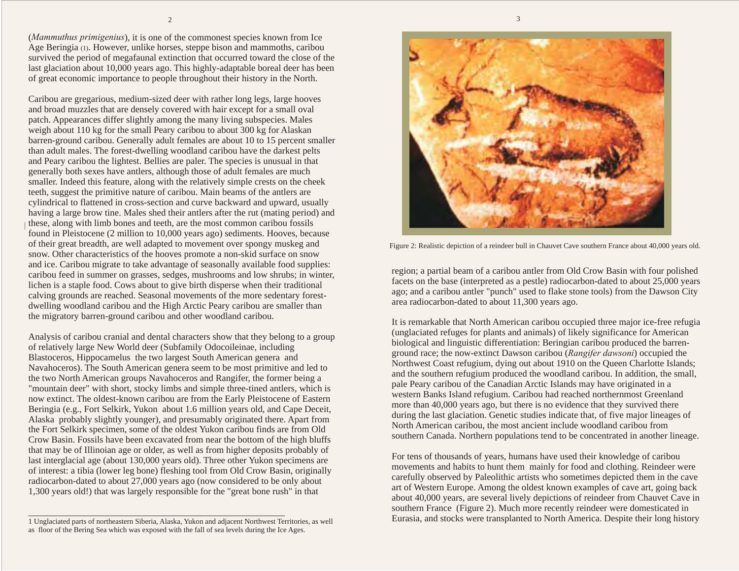(*Mammuthus primigenius*), it is one of the commonest species known from Ice Age Beringia (1). However, unlike horses, steppe bison and mammoths, caribou survived the period of megafaunal extinction that occurred toward the close of the last glaciation about 10,000 years ago. This highly-adaptable boreal deer has been of great economic importance to people throughout their history in the North.

Caribou are gregarious, medium-sized deer with rather long legs, large hooves and broad muzzles that are densely covered with hair except for a small oval patch. Appearances differ slightly among the many living subspecies. Males weigh about 110 kg for the small Peary caribou to about 300 kg for Alaskan barren-ground caribou. Generally adult females are about 10 to 15 percent smaller than adult males. The forest-dwelling woodland caribou have the darkest pelts and Peary caribou the lightest. Bellies are paler. The species is unusual in that generally both sexes have antlers, although those of adult females are much smaller. Indeed this feature, along with the relatively simple crests on the cheek teeth, suggest the primitive nature of caribou. Main beams of the antlers are cylindrical to flattened in cross-section and curve backward and upward, usually having a large brow tine. Males shed their antlers after the rut (mating period) and these, along with limb bones and teeth, are the most common caribou fossils found in Pleistocene (2 million to 10,000 years ago) sediments. Hooves, because of their great breadth, are well adapted to movement over spongy muskeg and snow. Other characteristics of the hooves promote a non-skid surface on snow and ice. Caribou migrate to take advantage of seasonally available food supplies: caribou feed in summer on grasses, sedges, mushrooms and low shrubs; in winter, lichen is a staple food. Cows about to give birth disperse when their traditional calving grounds are reached. Seasonal movements of the more sedentary forest-dwelling woodland caribou and the High Arctic Peary caribou are smaller than the migratory barren-ground caribou and other woodland caribou.

Analysis of caribou cranial and dental characters show that they belong to a group of relatively large New World deer (Subfamily Odocoileinae, including Blastoceros, Hippocamelus  the two largest South American genera  and Navahoceros). The South American genera seem to be most primitive and led to the two North American groups Navahoceros and Rangifer, the former being a "mountain deer" with short, stocky limbs and simple three-tined antlers, which is now extinct. The oldest-known caribou are from the Early Pleistocene of Eastern Beringia (e.g., Fort Selkirk, Yukon  about 1.6 million years old, and Cape Deceit, Alaska  probably slightly younger), and presumably originated there. Apart from the Fort Selkirk specimen, some of the oldest Yukon caribou finds are from Old Crow Basin. Fossils have been excavated from near the bottom of the high bluffs that may be of Illinoian age or older, as well as from higher deposits probably of last interglacial age (about 130,000 years old). Three other Yukon specimens are of interest: a tibia (lower leg bone) fleshing tool from Old Crow Basin, originally radiocarbon-dated to about 27,000 years ago (now considered to be only about 1,300 years old!) that was largely responsible for the "great bone rush" in that region; a partial beam of a caribou antler from Old Crow Basin with four polished facets on the base (interpreted as a pestle) radiocarbon-dated to about 25,000 years ago; and a caribou antler "punch" used to flake stone tools) from the Dawson City area radiocarbon-dated to about 11,300 years ago.

1 Unglaciated parts of northeastern Siberia, Alaska, Yukon and adjacent Northwest Territories, as well as  floor of the Bering Sea which was exposed with the fall of sea levels during the Ice Ages.

Figure 2: Realistic depiction of a reindeer bull in Chauvet Cave southern France about 40,000 years old.

It is remarkable that North American caribou occupied three major ice-free refugia (unglaciated refuges for plants and animals) of likely significance for American biological and linguistic differentiation: Beringian caribou produced the barren-ground race; the now-extinct Dawson caribou (*Rangifer dawsoni*) occupied the Northwest Coast refugium, dying out about 1910 on the Queen Charlotte Islands; and the southern refugium produced the woodland caribou. In addition, the small, pale Peary caribou of the Canadian Arctic Islands may have originated in a western Banks Island refugium. Caribou had reached northernmost Greenland more than 40,000 years ago, but there is no evidence that they survived there during the last glaciation. Genetic studies indicate that, of five major lineages of North American caribou, the most ancient include woodland caribou from southern Canada. Northern populations tend to be concentrated in another lineage.

For tens of thousands of years, humans have used their knowledge of caribou movements and habits to hunt them  mainly for food and clothing. Reindeer were carefully observed by Paleolithic artists who sometimes depicted them in the cave art of Western Europe. Among the oldest known examples of cave art, going back about 40,000 years, are several lively depictions of reindeer from Chauvet Cave in southern France  (Figure 2). Much more recently reindeer were domesticated in Eurasia, and stocks were transplanted to North America. Despite their long history